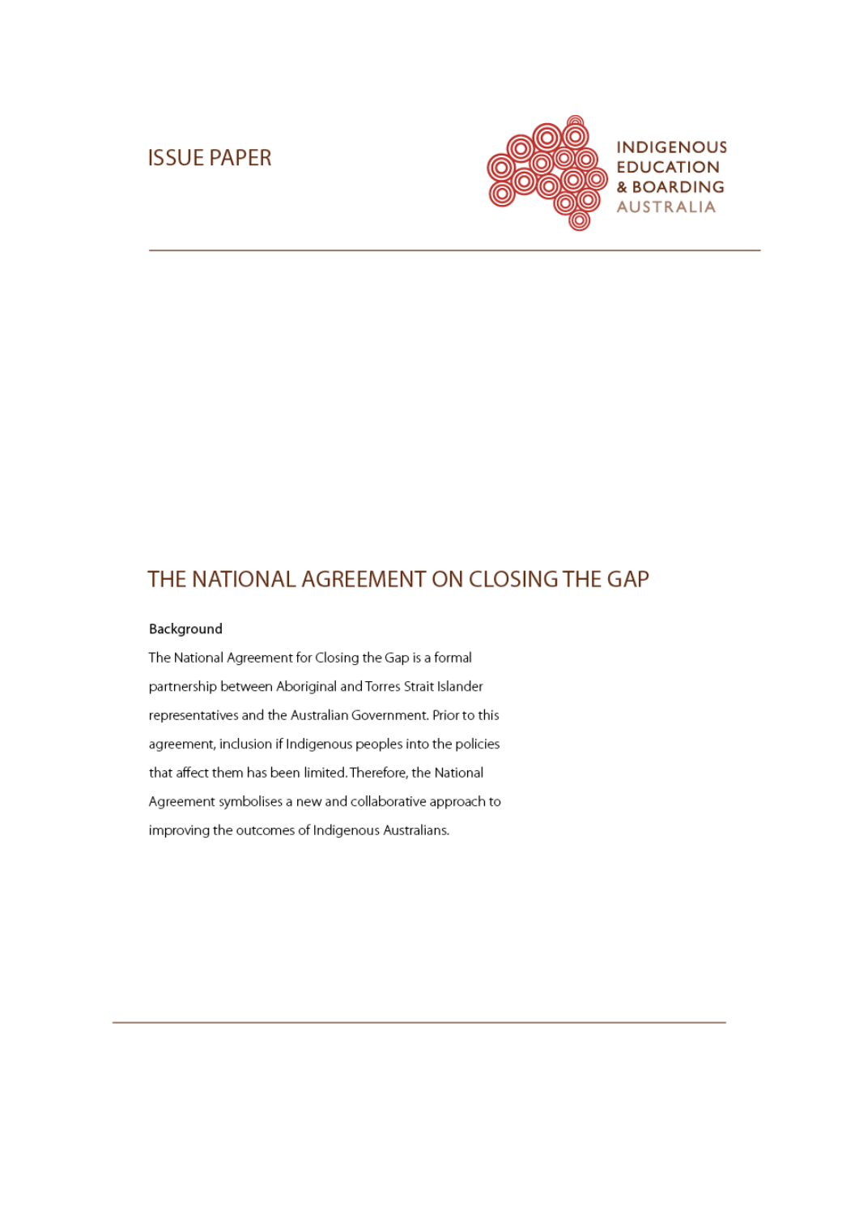ISSUE PAPER

INDIGENOUS EDUCATION & BOARDING AUSTRALIA

# THE NATIONAL AGREEMENT ON CLOSING THE GAP

**Background**

The National Agreement for Closing the Gap is a formal partnership between Aboriginal and Torres Strait Islander representatives and the Australian Government. Prior to this agreement, inclusion if Indigenous peoples into the policies that affect them has been limited. Therefore, the National Agreement symbolises a new and collaborative approach to improving the outcomes of Indigenous Australians.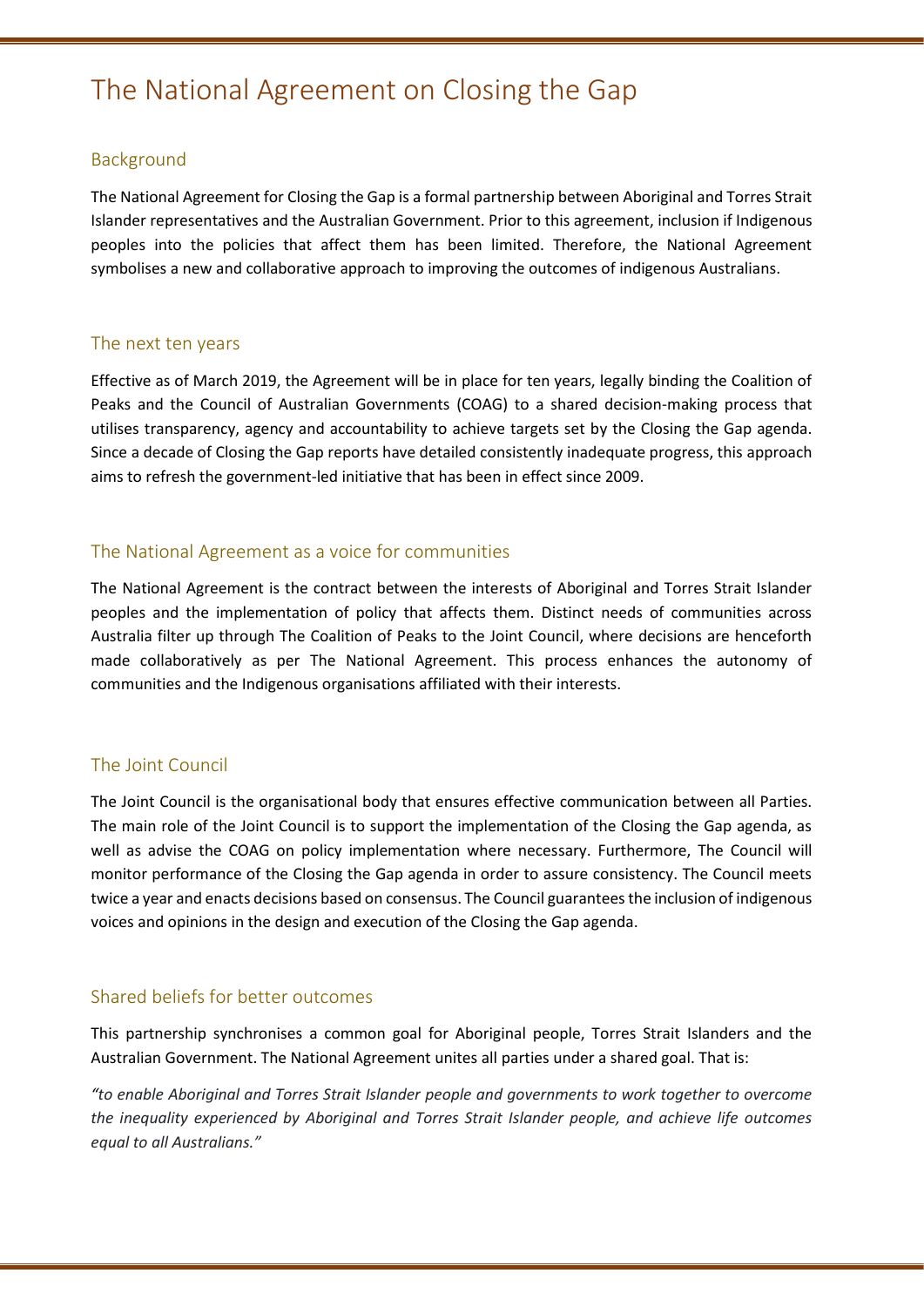# The National Agreement on Closing the Gap

## Background

The National Agreement for Closing the Gap is a formal partnership between Aboriginal and Torres Strait Islander representatives and the Australian Government. Prior to this agreement, inclusion if Indigenous peoples into the policies that affect them has been limited. Therefore, the National Agreement symbolises a new and collaborative approach to improving the outcomes of indigenous Australians.

## The next ten years

Effective as of March 2019, the Agreement will be in place for ten years, legally binding the Coalition of Peaks and the Council of Australian Governments (COAG) to a shared decision-making process that utilises transparency, agency and accountability to achieve targets set by the Closing the Gap agenda. Since a decade of Closing the Gap reports have detailed consistently inadequate progress, this approach aims to refresh the government-led initiative that has been in effect since 2009.

## The National Agreement as a voice for communities

The National Agreement is the contract between the interests of Aboriginal and Torres Strait Islander peoples and the implementation of policy that affects them. Distinct needs of communities across Australia filter up through The Coalition of Peaks to the Joint Council, where decisions are henceforth made collaboratively as per The National Agreement. This process enhances the autonomy of communities and the Indigenous organisations affiliated with their interests.

## The Joint Council

The Joint Council is the organisational body that ensures effective communication between all Parties. The main role of the Joint Council is to support the implementation of the Closing the Gap agenda, as well as advise the COAG on policy implementation where necessary. Furthermore, The Council will monitor performance of the Closing the Gap agenda in order to assure consistency. The Council meets twice a year and enacts decisions based on consensus. The Council guarantees the inclusion of indigenous voices and opinions in the design and execution of the Closing the Gap agenda.

## Shared beliefs for better outcomes

This partnership synchronises a common goal for Aboriginal people, Torres Strait Islanders and the Australian Government. The National Agreement unites all parties under a shared goal. That is:

*"to enable Aboriginal and Torres Strait Islander people and governments to work together to overcome the inequality experienced by Aboriginal and Torres Strait Islander people, and achieve life outcomes equal to all Australians."*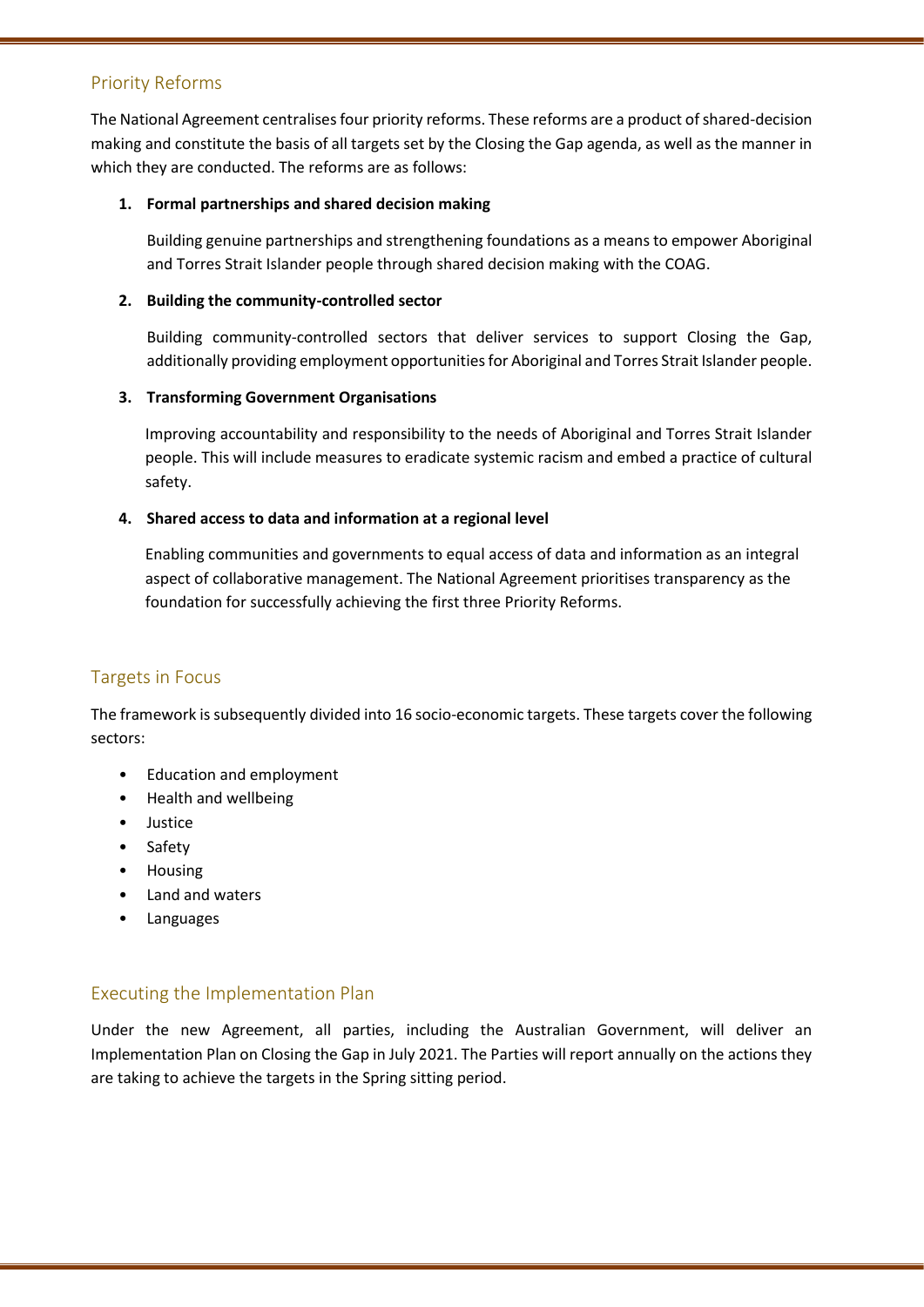## Priority Reforms

The National Agreement centralises four priority reforms. These reforms are a product of shared-decision making and constitute the basis of all targets set by the Closing the Gap agenda, as well as the manner in which they are conducted. The reforms are as follows:

1. **Formal partnerships and shared decision making**

   Building genuine partnerships and strengthening foundations as a means to empower Aboriginal and Torres Strait Islander people through shared decision making with the COAG.

2. **Building the community-controlled sector**

   Building community-controlled sectors that deliver services to support Closing the Gap, additionally providing employment opportunities for Aboriginal and Torres Strait Islander people.

3. **Transforming Government Organisations**

   Improving accountability and responsibility to the needs of Aboriginal and Torres Strait Islander people. This will include measures to eradicate systemic racism and embed a practice of cultural safety.

4. **Shared access to data and information at a regional level**

   Enabling communities and governments to equal access of data and information as an integral aspect of collaborative management. The National Agreement prioritises transparency as the foundation for successfully achieving the first three Priority Reforms.

## Targets in Focus

The framework is subsequently divided into 16 socio-economic targets. These targets cover the following sectors:

- Education and employment
- Health and wellbeing
- Justice
- Safety
- Housing
- Land and waters
- Languages

## Executing the Implementation Plan

Under the new Agreement, all parties, including the Australian Government, will deliver an Implementation Plan on Closing the Gap in July 2021. The Parties will report annually on the actions they are taking to achieve the targets in the Spring sitting period.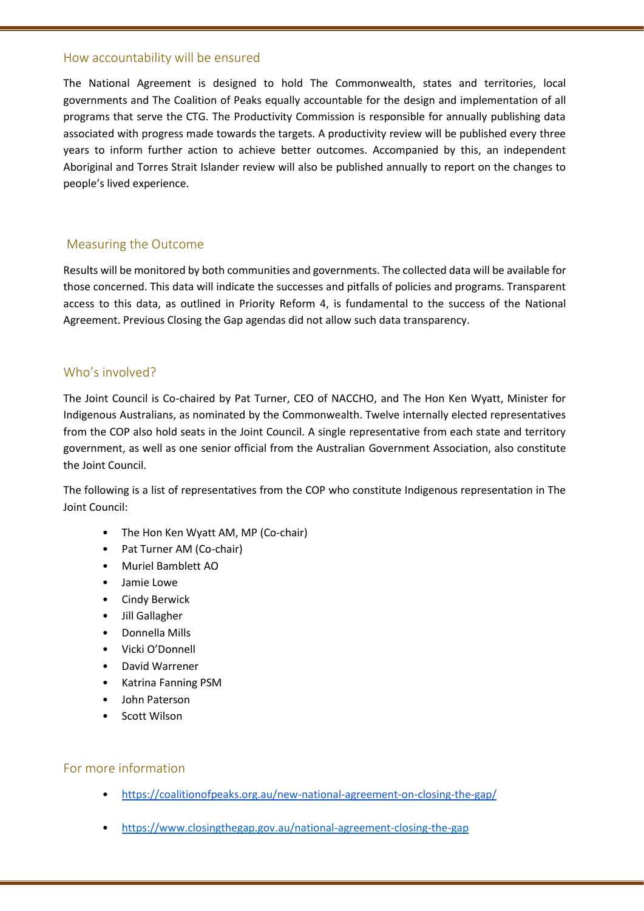## How accountability will be ensured

The National Agreement is designed to hold The Commonwealth, states and territories, local governments and The Coalition of Peaks equally accountable for the design and implementation of all programs that serve the CTG. The Productivity Commission is responsible for annually publishing data associated with progress made towards the targets. A productivity review will be published every three years to inform further action to achieve better outcomes. Accompanied by this, an independent Aboriginal and Torres Strait Islander review will also be published annually to report on the changes to people's lived experience.

## Measuring the Outcome

Results will be monitored by both communities and governments. The collected data will be available for those concerned. This data will indicate the successes and pitfalls of policies and programs. Transparent access to this data, as outlined in Priority Reform 4, is fundamental to the success of the National Agreement. Previous Closing the Gap agendas did not allow such data transparency.

## Who's involved?

The Joint Council is Co-chaired by Pat Turner, CEO of NACCHO, and The Hon Ken Wyatt, Minister for Indigenous Australians, as nominated by the Commonwealth. Twelve internally elected representatives from the COP also hold seats in the Joint Council. A single representative from each state and territory government, as well as one senior official from the Australian Government Association, also constitute the Joint Council.

The following is a list of representatives from the COP who constitute Indigenous representation in The Joint Council:

- The Hon Ken Wyatt AM, MP (Co-chair)
- Pat Turner AM (Co-chair)
- Muriel Bamblett AO
- Jamie Lowe
- Cindy Berwick
- Jill Gallagher
- Donnella Mills
- Vicki O'Donnell
- David Warrener
- Katrina Fanning PSM
- John Paterson
- Scott Wilson

## For more information

- https://coalitionofpeaks.org.au/new-national-agreement-on-closing-the-gap/
- https://www.closingthegap.gov.au/national-agreement-closing-the-gap